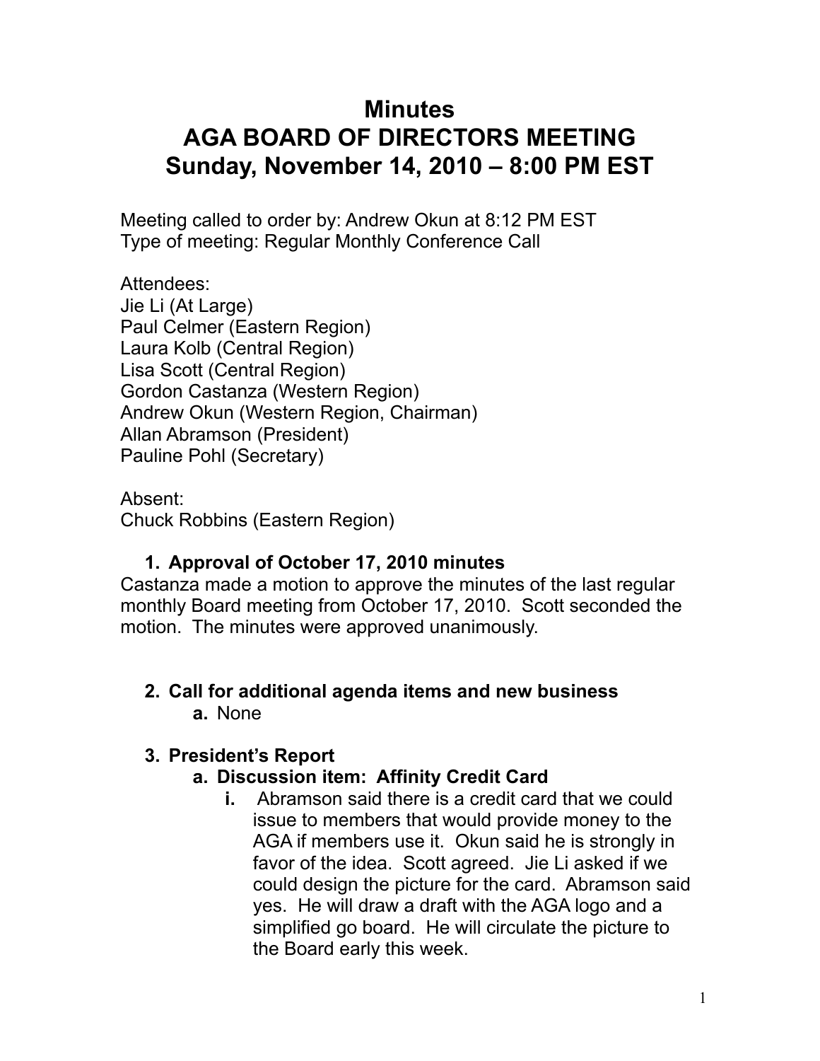# Minutes
# AGA BOARD OF DIRECTORS MEETING
# Sunday, November 14, 2010 – 8:00 PM EST

Meeting called to order by: Andrew Okun at 8:12 PM EST
Type of meeting: Regular Monthly Conference Call

Attendees:
Jie Li (At Large)
Paul Celmer (Eastern Region)
Laura Kolb (Central Region)
Lisa Scott (Central Region)
Gordon Castanza (Western Region)
Andrew Okun (Western Region, Chairman)
Allan Abramson (President)
Pauline Pohl (Secretary)

Absent:
Chuck Robbins (Eastern Region)

1. **Approval of October 17, 2010 minutes**

Castanza made a motion to approve the minutes of the last regular monthly Board meeting from October 17, 2010. Scott seconded the motion. The minutes were approved unanimously.

2. **Call for additional agenda items and new business**
   a. None

3. **President's Report**
   a. **Discussion item: Affinity Credit Card**
      i. Abramson said there is a credit card that we could issue to members that would provide money to the AGA if members use it. Okun said he is strongly in favor of the idea. Scott agreed. Jie Li asked if we could design the picture for the card. Abramson said yes. He will draw a draft with the AGA logo and a simplified go board. He will circulate the picture to the Board early this week.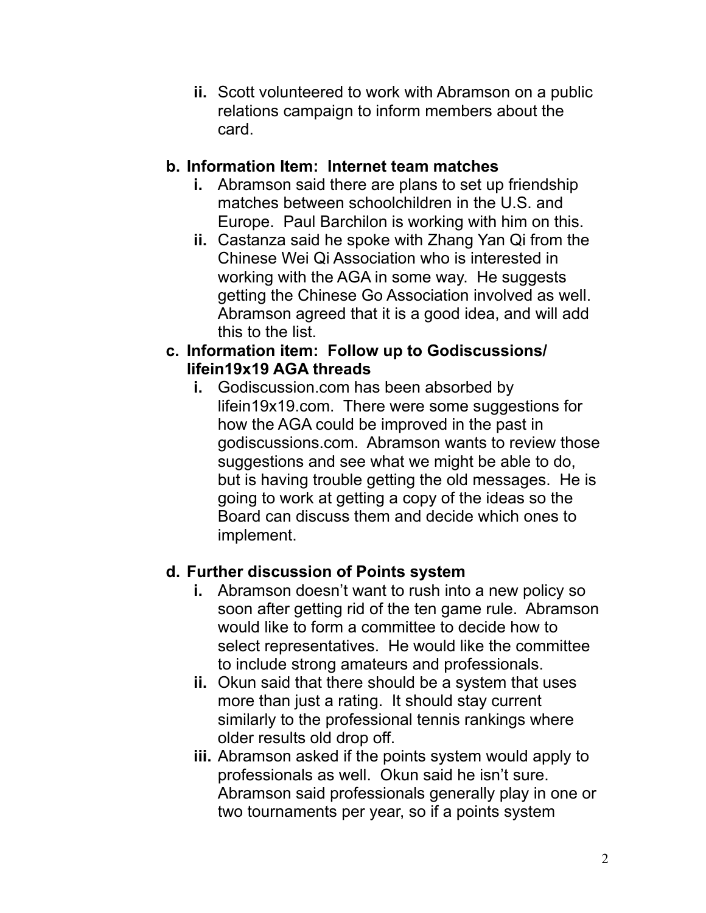ii. Scott volunteered to work with Abramson on a public relations campaign to inform members about the card.

**b. Information Item: Internet team matches**

   i. Abramson said there are plans to set up friendship matches between schoolchildren in the U.S. and Europe. Paul Barchilon is working with him on this.

   ii. Castanza said he spoke with Zhang Yan Qi from the Chinese Wei Qi Association who is interested in working with the AGA in some way. He suggests getting the Chinese Go Association involved as well. Abramson agreed that it is a good idea, and will add this to the list.

**c. Information item: Follow up to Godiscussions/ lifein19x19 AGA threads**

   i. Godiscussion.com has been absorbed by lifein19x19.com. There were some suggestions for how the AGA could be improved in the past in godiscussions.com. Abramson wants to review those suggestions and see what we might be able to do, but is having trouble getting the old messages. He is going to work at getting a copy of the ideas so the Board can discuss them and decide which ones to implement.

**d. Further discussion of Points system**

   i. Abramson doesn't want to rush into a new policy so soon after getting rid of the ten game rule. Abramson would like to form a committee to decide how to select representatives. He would like the committee to include strong amateurs and professionals.

   ii. Okun said that there should be a system that uses more than just a rating. It should stay current similarly to the professional tennis rankings where older results old drop off.

   iii. Abramson asked if the points system would apply to professionals as well. Okun said he isn't sure. Abramson said professionals generally play in one or two tournaments per year, so if a points system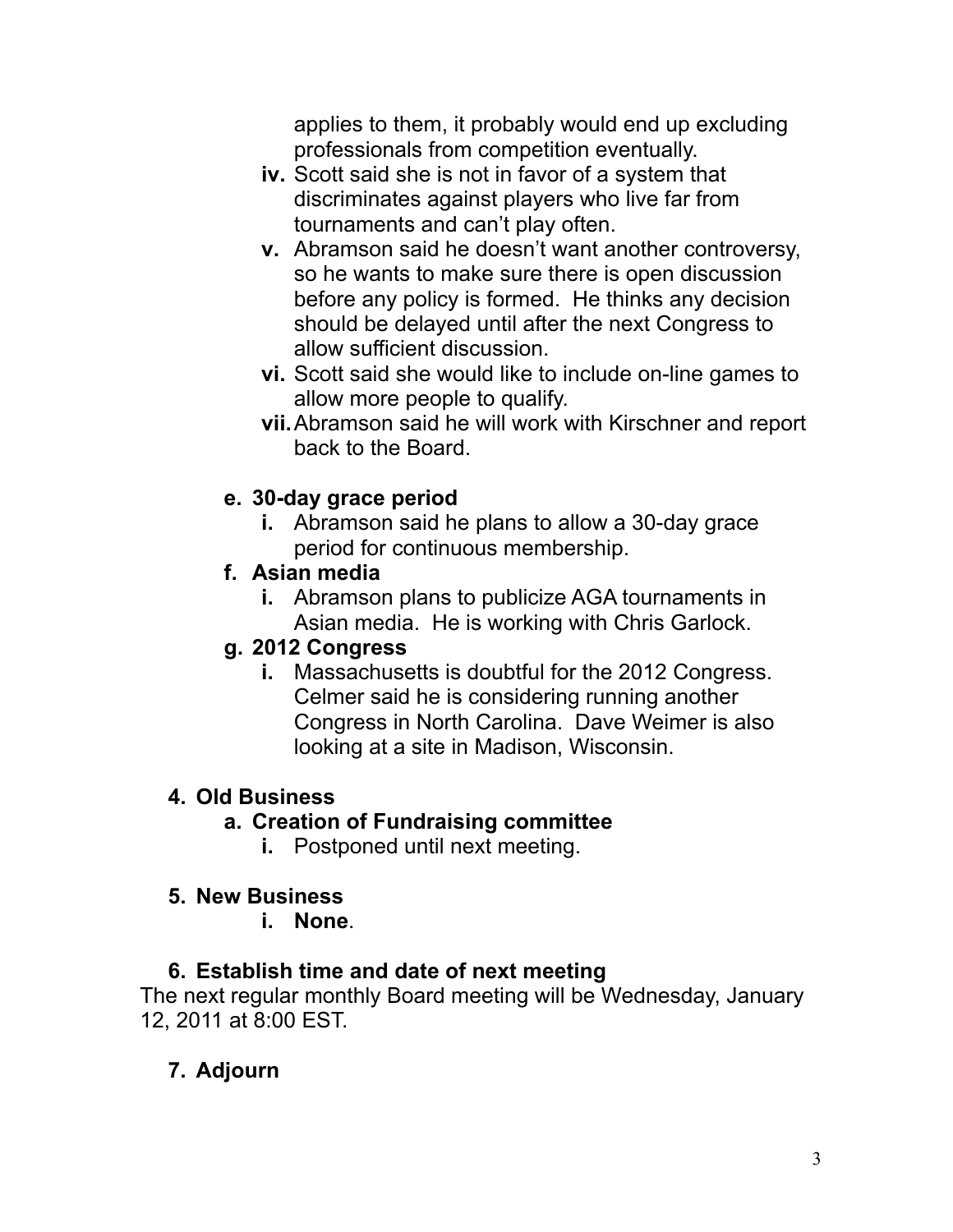applies to them, it probably would end up excluding professionals from competition eventually.

iv. Scott said she is not in favor of a system that discriminates against players who live far from tournaments and can't play often.

v. Abramson said he doesn't want another controversy, so he wants to make sure there is open discussion before any policy is formed. He thinks any decision should be delayed until after the next Congress to allow sufficient discussion.

vi. Scott said she would like to include on-line games to allow more people to qualify.

vii. Abramson said he will work with Kirschner and report back to the Board.

**e. 30-day grace period**

i. Abramson said he plans to allow a 30-day grace period for continuous membership.

**f. Asian media**

i. Abramson plans to publicize AGA tournaments in Asian media. He is working with Chris Garlock.

**g. 2012 Congress**

i. Massachusetts is doubtful for the 2012 Congress. Celmer said he is considering running another Congress in North Carolina. Dave Weimer is also looking at a site in Madison, Wisconsin.

## 4. Old Business

**a. Creation of Fundraising committee**

i. Postponed until next meeting.

## 5. New Business

i. **None**.

## 6. Establish time and date of next meeting

The next regular monthly Board meeting will be Wednesday, January 12, 2011 at 8:00 EST.

## 7. Adjourn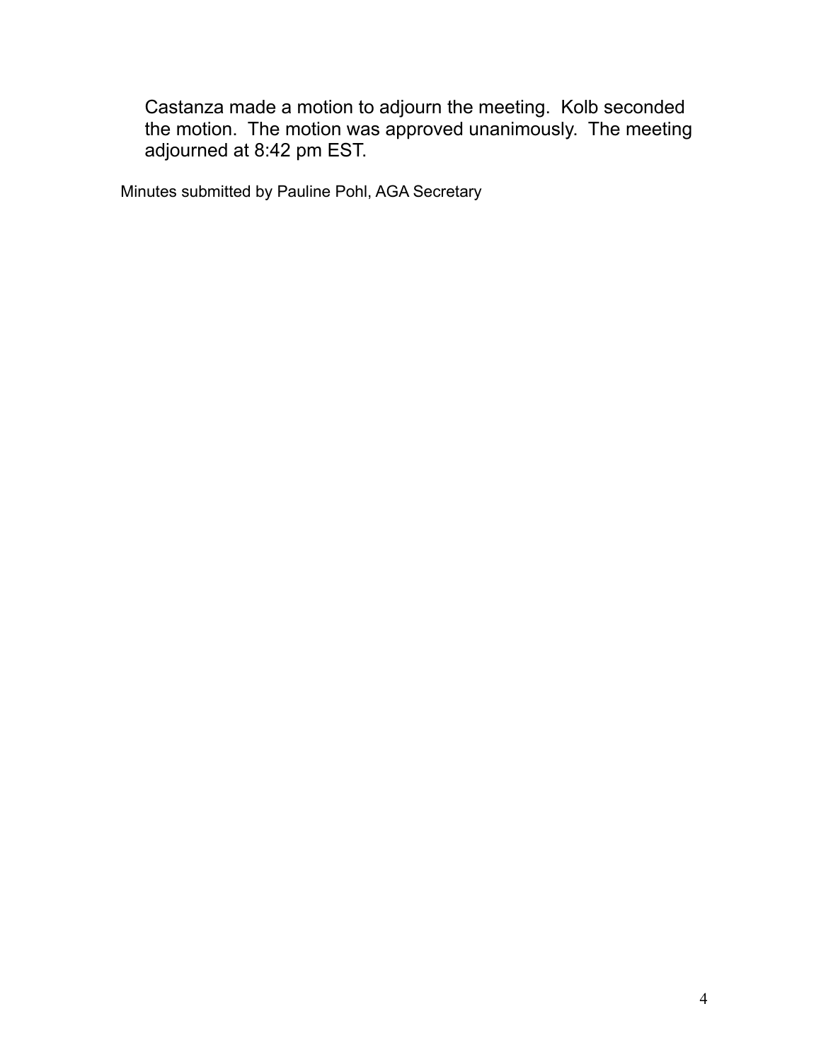Castanza made a motion to adjourn the meeting. Kolb seconded the motion. The motion was approved unanimously. The meeting adjourned at 8:42 pm EST.

Minutes submitted by Pauline Pohl, AGA Secretary